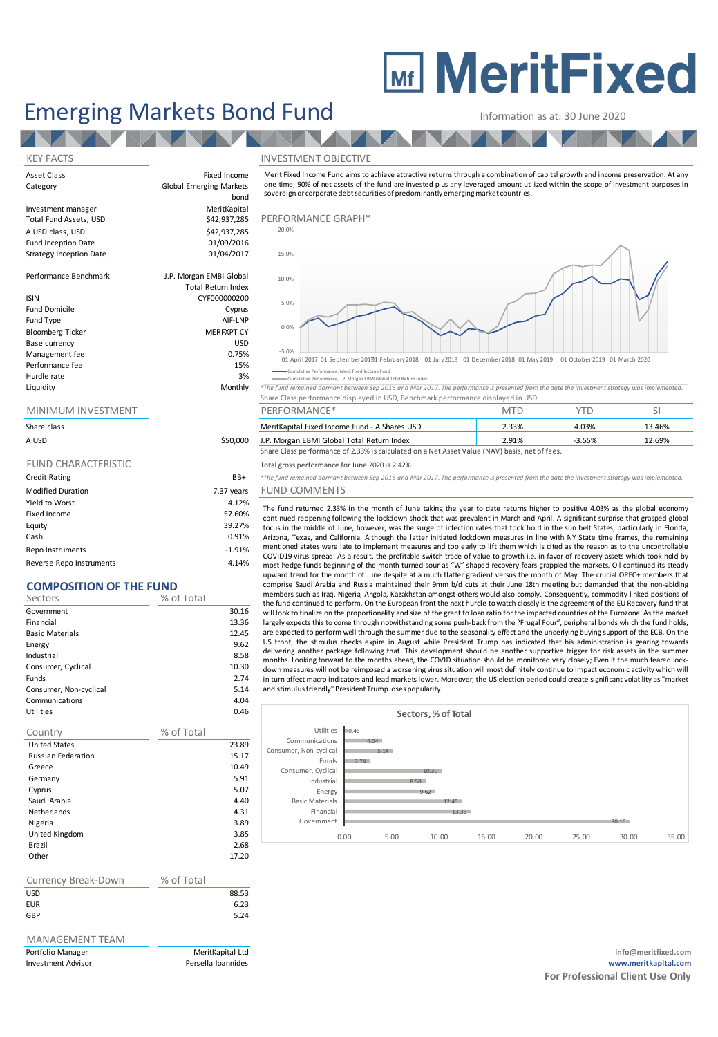# MeritFixed

# Emerging Markets Bond Fund

Information as at: 30 June 2020

## KEY FACTS

| | |
|---|---|
| Asset Class | Fixed Income |
| Category | Global Emerging Markets bond |
| Investment manager | MeritKapital |
| Total Fund Assets, USD | $42,937,285 |
| A USD class, USD | $42,937,285 |
| Fund Inception Date | 01/09/2016 |
| Strategy Inception Date | 01/04/2017 |
| Performance Benchmark | J.P. Morgan EMBI Global Total Return Index |
| ISIN | CYF000000200 |
| Fund Domicile | Cyprus |
| Fund Type | AIF-LNP |
| Bloomberg Ticker | MERFXPT CY |
| Base currency | USD |
| Management fee | 0.75% |
| Performance fee | 15% |
| Hurdle rate | 3% |
| Liquidity | Monthly |

## MINIMUM INVESTMENT

| Share class | |
|---|---|
| A USD | $50,000 |

## FUND CHARACTERISTIC

| | |
|---|---|
| Credit Rating | BB+ |
| Modified Duration | 7.37 years |
| Yield to Worst | 4.12% |
| Fixed Income | 57.60% |
| Equity | 39.27% |
| Cash | 0.91% |
| Repo Instruments | -1.91% |
| Reverse Repo Instruments | 4.14% |

## COMPOSITION OF THE FUND

| Sectors | % of Total |
|---|---|
| Government | 30.16 |
| Financial | 13.36 |
| Basic Materials | 12.45 |
| Energy | 9.62 |
| Industrial | 8.58 |
| Consumer, Cyclical | 10.30 |
| Funds | 2.74 |
| Consumer, Non-cyclical | 5.14 |
| Communications | 4.04 |
| Utilities | 0.46 |

| Country | % of Total |
|---|---|
| United States | 23.89 |
| Russian Federation | 15.17 |
| Greece | 10.49 |
| Germany | 5.91 |
| Cyprus | 5.07 |
| Saudi Arabia | 4.40 |
| Netherlands | 4.31 |
| Nigeria | 3.89 |
| United Kingdom | 3.85 |
| Brazil | 2.68 |
| Other | 17.20 |

| Currency Break-Down | % of Total |
|---|---|
| USD | 88.53 |
| EUR | 6.23 |
| GBP | 5.24 |

## MANAGEMENT TEAM

| | |
|---|---|
| Portfolio Manager | MeritKapital Ltd |
| Investment Advisor | Persella Ioannides |

## INVESTMENT OBJECTIVE

Merit Fixed Income Fund aims to achieve attractive returns through a combination of capital growth and income preservation. At any one time, 90% of net assets of the fund are invested plus any leveraged amount utilized within the scope of investment purposes in sovereign or corporate debt securities of predominantly emerging market countries.

## PERFORMANCE GRAPH*

Cumulative Performance, Merit Fixed Income Fund
Cumulative Performance, J.P. Morgan EMBI Global Total Return Index

*The fund remained dormant between Sep 2016 and Mar 2017. The performance is presented from the date the investment strategy was implemented.
Share Class performance displayed in USD, Benchmark performance displayed in USD

| PERFORMANCE* | MTD | YTD | SI |
|---|---|---|---|
| MeritKapital Fixed Income Fund - A Shares USD | 2.33% | 4.03% | 13.46% |
| J.P. Morgan EMBI Global Total Return Index | 2.91% | -3.55% | 12.69% |

Share Class performance of 2.33% is calculated on a Net Asset Value (NAV) basis, net of fees.

Total gross performance for June 2020 is 2.42%

*The fund remained dormant between Sep 2016 and Mar 2017. The performance is presented from the date the investment strategy was implemented.

## FUND COMMENTS

The fund returned 2.33% in the month of June taking the year to date returns higher to positive 4.03% as the global economy continued reopening following the lockdown shock that was prevalent in March and April. A significant surprise that grasped global focus in the middle of June, however, was the surge of infection rates that took hold in the sun belt States, particularly in Florida, Arizona, Texas, and California. Although the latter initiated lockdown measures in line with NY State time frames, the remaining mentioned states were late to implement measures and too early to lift them which is cited as the reason as to the uncontrollable COVID19 virus spread. As a result, the profitable switch trade of value to growth i.e. in favor of recovery assets which took hold by most hedge funds beginning of the month turned sour as "W" shaped recovery fears grappled the markets. Oil continued its steady upward trend for the month of June despite at a much flatter gradient versus the month of May. The crucial OPEC+ members that comprise Saudi Arabia and Russia maintained their 9mm b/d cuts at their June 18th meeting but demanded that the non-abiding members such as Iraq, Nigeria, Angola, Kazakhstan amongst others would also comply. Consequently, commodity linked positions of the fund continued to perform. On the European front the next hurdle to watch closely is the agreement of the EU Recovery fund that will look to finalize on the proportionality and size of the grant to loan ratio for the impacted countries of the Eurozone. As the market largely expects this to come through notwithstanding some push-back from the "Frugal Four", peripheral bonds which the fund holds, are expected to perform well through the summer due to the seasonality effect and the underlying buying support of the ECB. On the US front, the stimulus checks expire in August while President Trump has indicated that his administration is gearing towards delivering another package following that. This development should be another supportive trigger for risk assets in the summer months. Looking forward to the months ahead, the COVID situation should be monitored very closely; Even if the much feared lock-down measures will not be reimposed a worsening virus situation will most definitely continue to impact economic activity which will in turn affect macro indicators and lead markets lower. Moreover, the US election period could create significant volatility as "market and stimulus friendly" President Trump loses popularity.

**Sectors, % of Total**

| Sector | % of Total |
|---|---|
| Utilities | 0.46 |
| Communications | 4.04 |
| Consumer, Non-cyclical | 5.14 |
| Funds | 2.74 |
| Consumer, Cyclical | 10.30 |
| Industrial | 8.58 |
| Energy | 9.62 |
| Basic Materials | 12.45 |
| Financial | 13.36 |
| Government | 30.16 |

info@meritfixed.com
www.meritkapital.com
**For Professional Client Use Only**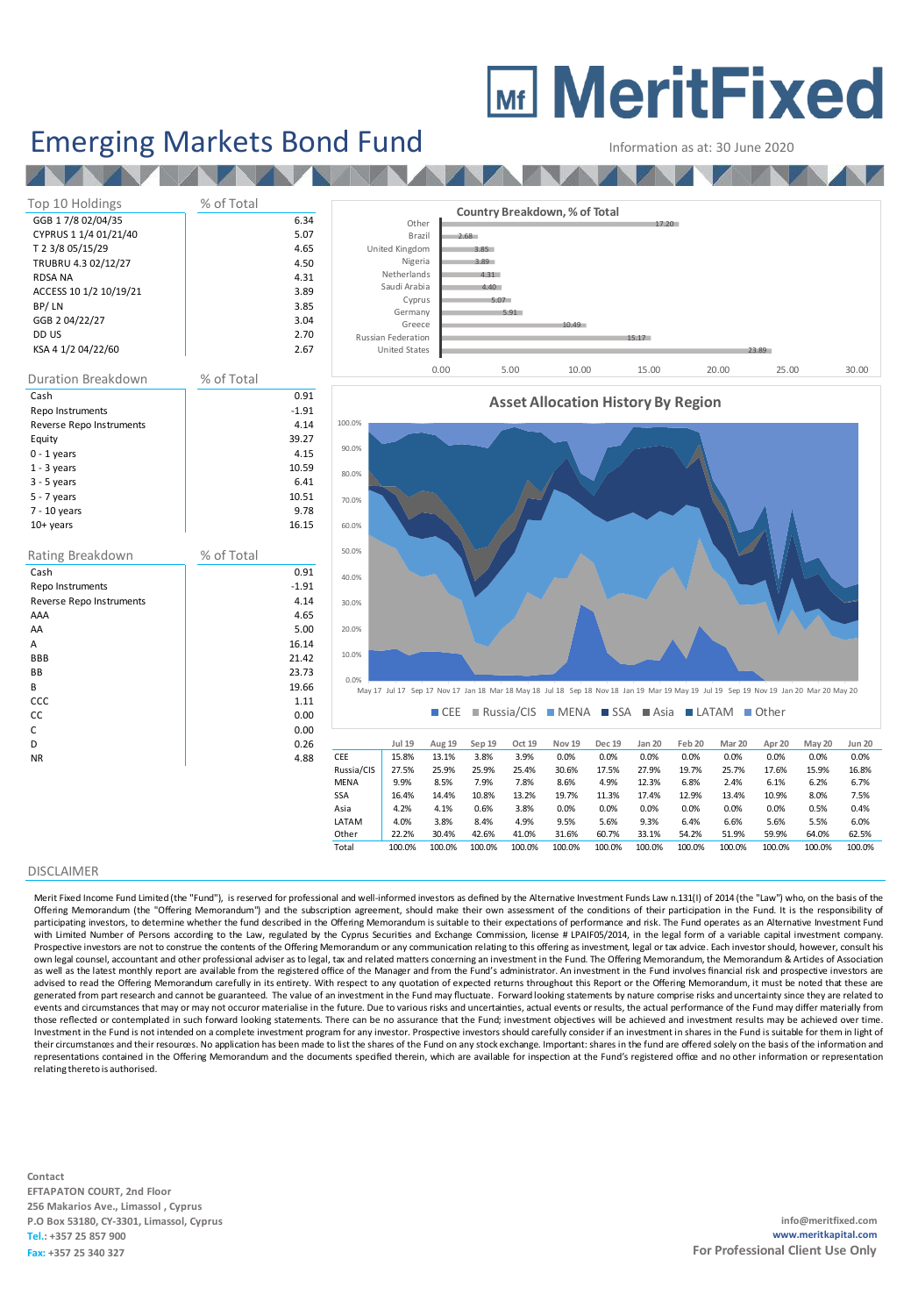# MeritFixed

## Emerging Markets Bond Fund

Information as at: 30 June 2020

| Top 10 Holdings | % of Total |
|---|---|
| GGB 1 7/8 02/04/35 | 6.34 |
| CYPRUS 1 1/4 01/21/40 | 5.07 |
| T 2 3/8 05/15/29 | 4.65 |
| TRUBRU 4.3 02/12/27 | 4.50 |
| RDSA NA | 4.31 |
| ACCESS 10 1/2 10/19/21 | 3.89 |
| BP/ LN | 3.85 |
| GGB 2 04/22/27 | 3.04 |
| DD US | 2.70 |
| KSA 4 1/2 04/22/60 | 2.67 |

| Duration Breakdown | % of Total |
|---|---|
| Cash | 0.91 |
| Repo Instruments | -1.91 |
| Reverse Repo Instruments | 4.14 |
| Equity | 39.27 |
| 0 - 1 years | 4.15 |
| 1 - 3 years | 10.59 |
| 3 - 5 years | 6.41 |
| 5 - 7 years | 10.51 |
| 7 - 10 years | 9.78 |
| 10+ years | 16.15 |

| Rating Breakdown | % of Total |
|---|---|
| Cash | 0.91 |
| Repo Instruments | -1.91 |
| Reverse Repo Instruments | 4.14 |
| AAA | 4.65 |
| AA | 5.00 |
| A | 16.14 |
| BBB | 21.42 |
| BB | 23.73 |
| B | 19.66 |
| CCC | 1.11 |
| CC | 0.00 |
| C | 0.00 |
| D | 0.26 |
| NR | 4.88 |

**Country Breakdown, % of Total**

Other 17.20
Brazil 2.68
United Kingdom 3.85
Nigeria 3.89
Netherlands 4.31
Saudi Arabia 4.40
Cyprus 5.07
Germany 5.91
Greece 10.49
Russian Federation 15.17
United States 23.89

0.00 5.00 10.00 15.00 20.00 25.00 30.00

**Asset Allocation History By Region**

100.0% 90.0% 80.0% 70.0% 60.0% 50.0% 40.0% 30.0% 20.0% 10.0% 0.0%

May 17 Jul 17 Sep 17 Nov 17 Jan 18 Mar 18 May 18 Jul 18 Sep 18 Nov 18 Jan 19 Mar 19 May 19 Jul 19 Sep 19 Nov 19 Jan 20 Mar 20 May 20

CEE Russia/CIS MENA SSA Asia LATAM Other

| | Jul 19 | Aug 19 | Sep 19 | Oct 19 | Nov 19 | Dec 19 | Jan 20 | Feb 20 | Mar 20 | Apr 20 | May 20 | Jun 20 |
|---|---|---|---|---|---|---|---|---|---|---|---|---|
| CEE | 15.8% | 13.1% | 3.8% | 3.9% | 0.0% | 0.0% | 0.0% | 0.0% | 0.0% | 0.0% | 0.0% | 0.0% |
| Russia/CIS | 27.5% | 25.9% | 25.9% | 25.4% | 30.6% | 17.5% | 27.9% | 19.7% | 25.7% | 17.6% | 15.9% | 16.8% |
| MENA | 9.9% | 8.5% | 7.9% | 7.8% | 8.6% | 4.9% | 12.3% | 6.8% | 2.4% | 6.1% | 6.2% | 6.7% |
| SSA | 16.4% | 14.4% | 10.8% | 13.2% | 19.7% | 11.3% | 17.4% | 12.9% | 13.4% | 10.9% | 8.0% | 7.5% |
| Asia | 4.2% | 4.1% | 0.6% | 3.8% | 0.0% | 0.0% | 0.0% | 0.0% | 0.0% | 0.0% | 0.5% | 0.4% |
| LATAM | 4.0% | 3.8% | 8.4% | 4.9% | 9.5% | 5.6% | 9.3% | 6.4% | 6.6% | 5.6% | 5.5% | 6.0% |
| Other | 22.2% | 30.4% | 42.6% | 41.0% | 31.6% | 60.7% | 33.1% | 54.2% | 51.9% | 59.9% | 64.0% | 62.5% |
| Total | 100.0% | 100.0% | 100.0% | 100.0% | 100.0% | 100.0% | 100.0% | 100.0% | 100.0% | 100.0% | 100.0% | 100.0% |

## DISCLAIMER

Merit Fixed Income Fund Limited (the "Fund"), is reserved for professional and well-informed investors as defined by the Alternative Investment Funds Law n.131(I) of 2014 (the "Law") who, on the basis of the Offering Memorandum (the "Offering Memorandum") and the subscription agreement, should make their own assessment of the conditions of their participation in the Fund. It is the responsibility of participating investors, to determine whether the fund described in the Offering Memorandum is suitable to their expectations of performance and risk. The Fund operates as an Alternative Investment Fund with Limited Number of Persons according to the Law, regulated by the Cyprus Securities and Exchange Commission, license # LPAIF05/2014, in the legal form of a variable capital investment company. Prospective investors are not to construe the contents of the Offering Memorandum or any communication relating to this offering as investment, legal or tax advice. Each investor should, however, consult his own legal counsel, accountant and other professional adviser as to legal, tax and related matters concerning an investment in the Fund. The Offering Memorandum, the Memorandum & Artides of Association as well as the latest monthly report are available from the registered office of the Manager and from the Fund's administrator. An investment in the Fund involves financial risk and prospective investors are advised to read the Offering Memorandum carefully in its entirety. With respect to any quotation of expected returns throughout this Report or the Offering Memorandum, it must be noted that these are generated from part research and cannot be guaranteed. The value of an investment in the Fund may fluctuate. Forward looking statements by nature comprise risks and uncertainty since they are related to events and circumstances that may or may not occurr materialise in the future. Due to various risks and uncertainties, actual events or results, the actual performance of the Fund may differ materially from those reflected or contemplated in such forward looking statements. There can be no assurance that the Fund; investment objectives will be achieved and investment results may be achieved over time. Investment in the Fund is not intended on a complete investment program for any investor. Prospective investors should carefully consider if an investment in shares in the Fund is suitable for them in light of their circumstances and their resources. No application has been made to list the shares of the Fund on any stock exchange. Important: shares in the fund are offered solely on the basis of the information and representations contained in the Offering Memorandum and the documents specified therein, which are available for inspection at the Fund's registered office and no other information or representation relating thereto is authorised.

**Contact**
**EFTAPATON COURT, 2nd Floor**
**256 Makarios Ave., Limassol , Cyprus**
**P.O Box 53180, CY-3301, Limassol, Cyprus**
**Tel.: +357 25 857 900**
**Fax: +357 25 340 327**

**info@meritfixed.com**
**www.meritkapital.com**
**For Professional Client Use Only**